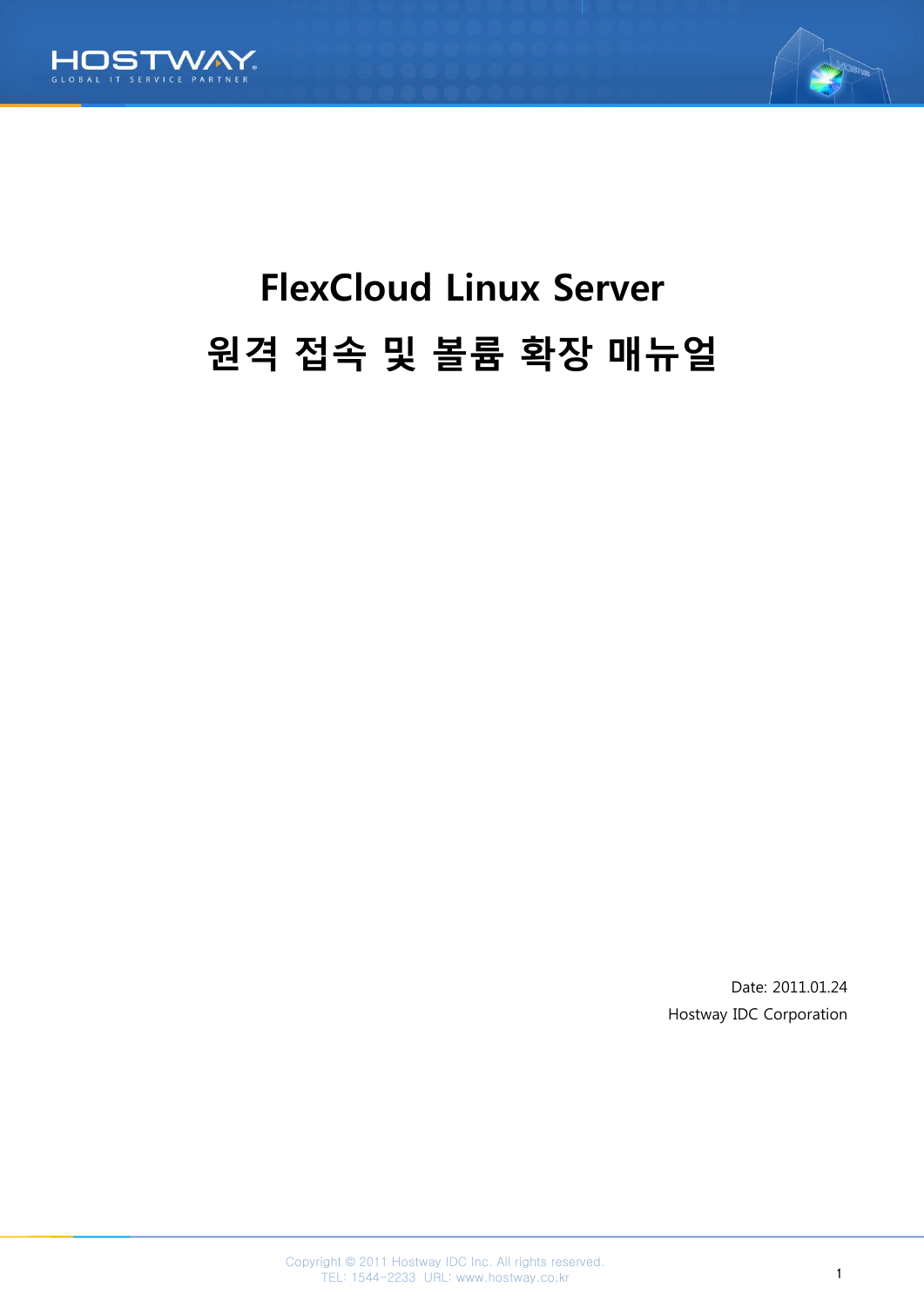# FlexCloud Linux Server

# 원격 접속 및 볼륨 확장 매뉴얼

Date: 2011.01.24

Hostway IDC Corporation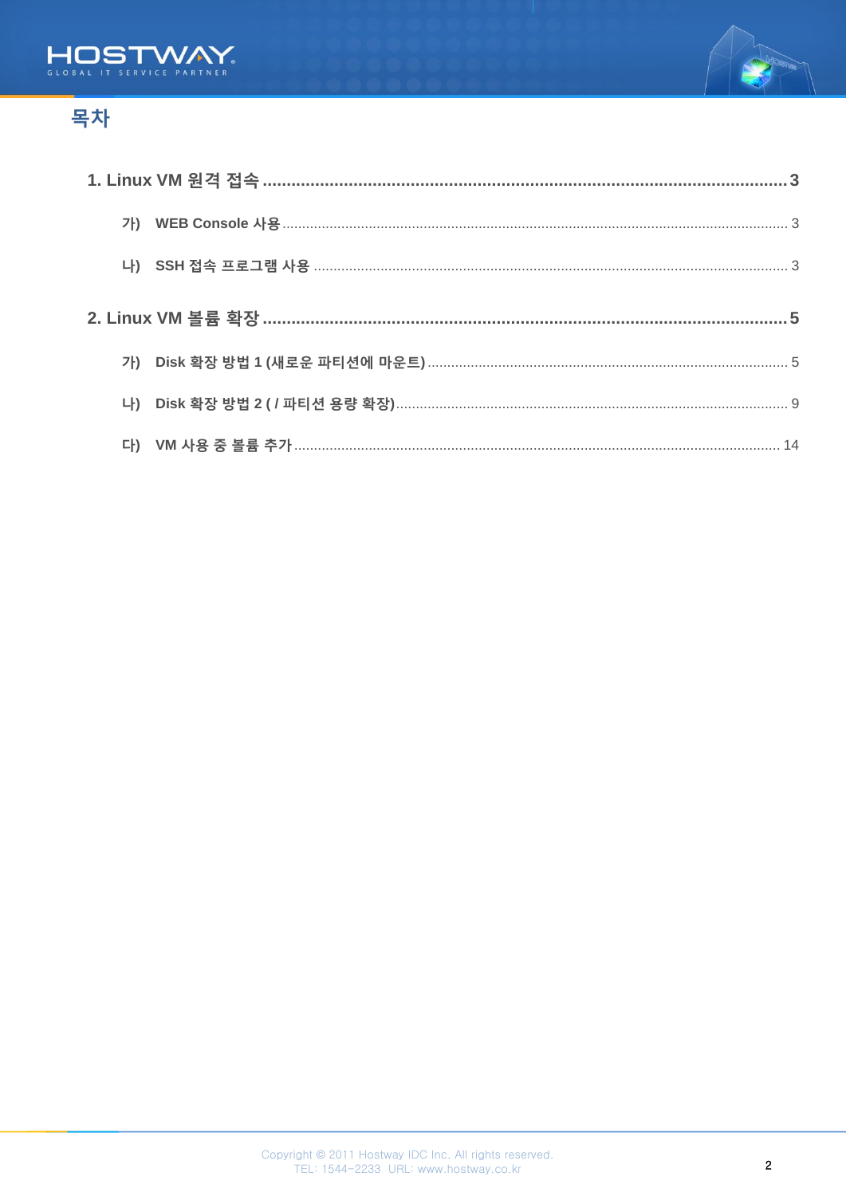# 목차

**1. Linux VM 원격 접속 ........................................................ 3**

가) WEB Console 사용 ........................................................ 3

나) SSH 접속 프로그램 사용 ........................................................ 3

**2. Linux VM 볼륨 확장 ........................................................ 5**

가) Disk 확장 방법 1 (새로운 파티션에 마운트) ........................................................ 5

나) Disk 확장 방법 2 ( / 파티션 용량 확장) ........................................................ 9

다) VM 사용 중 볼륨 추가 ........................................................ 14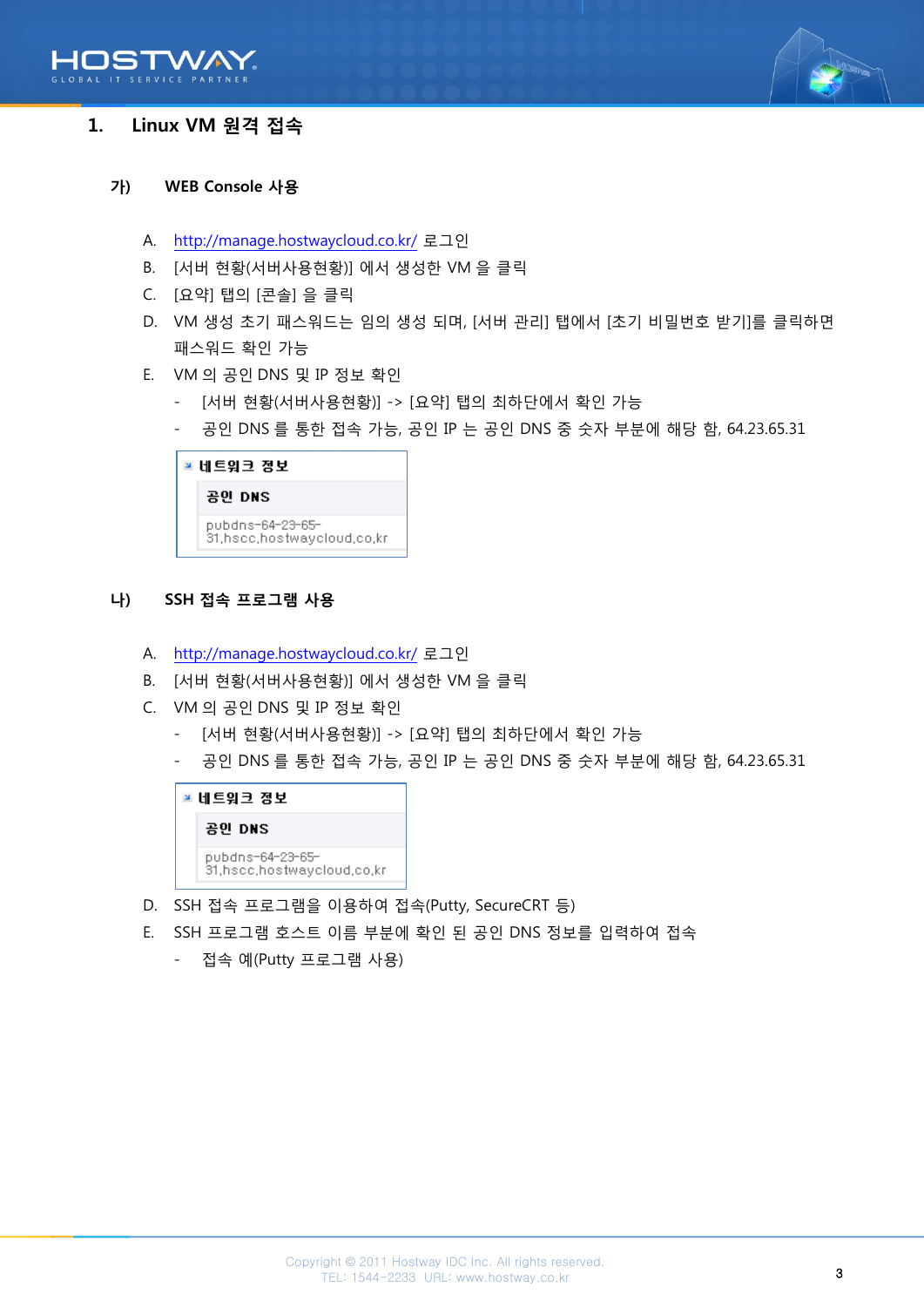## 1. Linux VM 원격 접속

### 가) WEB Console 사용

A. http://manage.hostwaycloud.co.kr/ 로그인

B. [서버 현황(서버사용현황)] 에서 생성한 VM 을 클릭

C. [요약] 탭의 [콘솔] 을 클릭

D. VM 생성 초기 패스워드는 임의 생성 되며, [서버 관리] 탭에서 [초기 비밀번호 받기]를 클릭하면 패스워드 확인 가능

E. VM 의 공인 DNS 및 IP 정보 확인

- [서버 현황(서버사용현황)] -> [요약] 탭의 최하단에서 확인 가능
- 공인 DNS 를 통한 접속 가능, 공인 IP 는 공인 DNS 중 숫자 부분에 해당 함, 64.23.65.31

| 네트워크 정보 |
|---|
| 공인 DNS |
| pubdns-64-23-65-31.hscc.hostwaycloud.co.kr |

### 나) SSH 접속 프로그램 사용

A. http://manage.hostwaycloud.co.kr/ 로그인

B. [서버 현황(서버사용현황)] 에서 생성한 VM 을 클릭

C. VM 의 공인 DNS 및 IP 정보 확인

- [서버 현황(서버사용현황)] -> [요약] 탭의 최하단에서 확인 가능
- 공인 DNS 를 통한 접속 가능, 공인 IP 는 공인 DNS 중 숫자 부분에 해당 함, 64.23.65.31

| 네트워크 정보 |
|---|
| 공인 DNS |
| pubdns-64-23-65-31.hscc.hostwaycloud.co.kr |

D. SSH 접속 프로그램을 이용하여 접속(Putty, SecureCRT 등)

E. SSH 프로그램 호스트 이름 부분에 확인 된 공인 DNS 정보를 입력하여 접속

- 접속 예(Putty 프로그램 사용)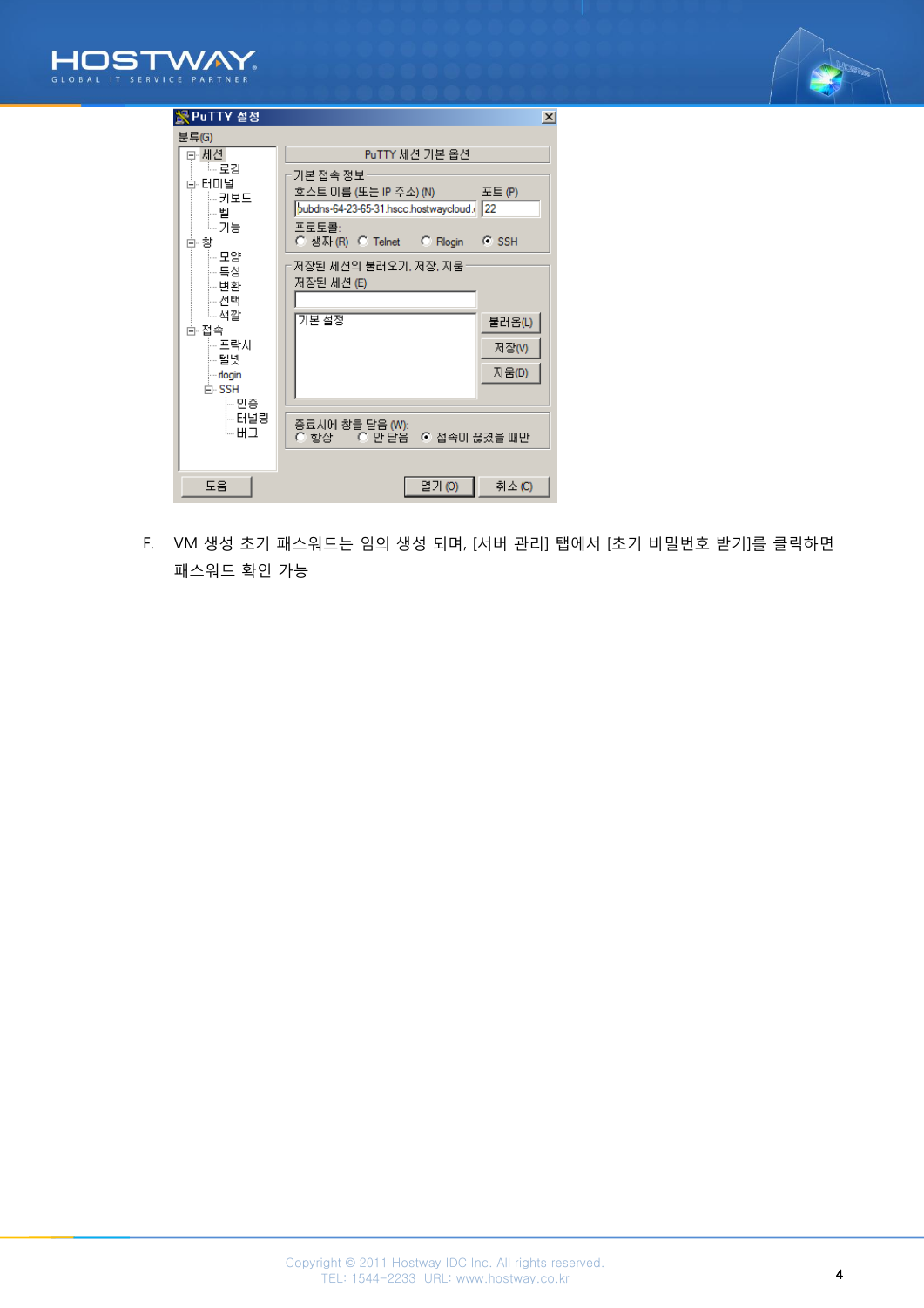F. VM 생성 초기 패스워드는 임의 생성 되며, [서버 관리] 탭에서 [초기 비밀번호 받기]를 클릭하면 패스워드 확인 가능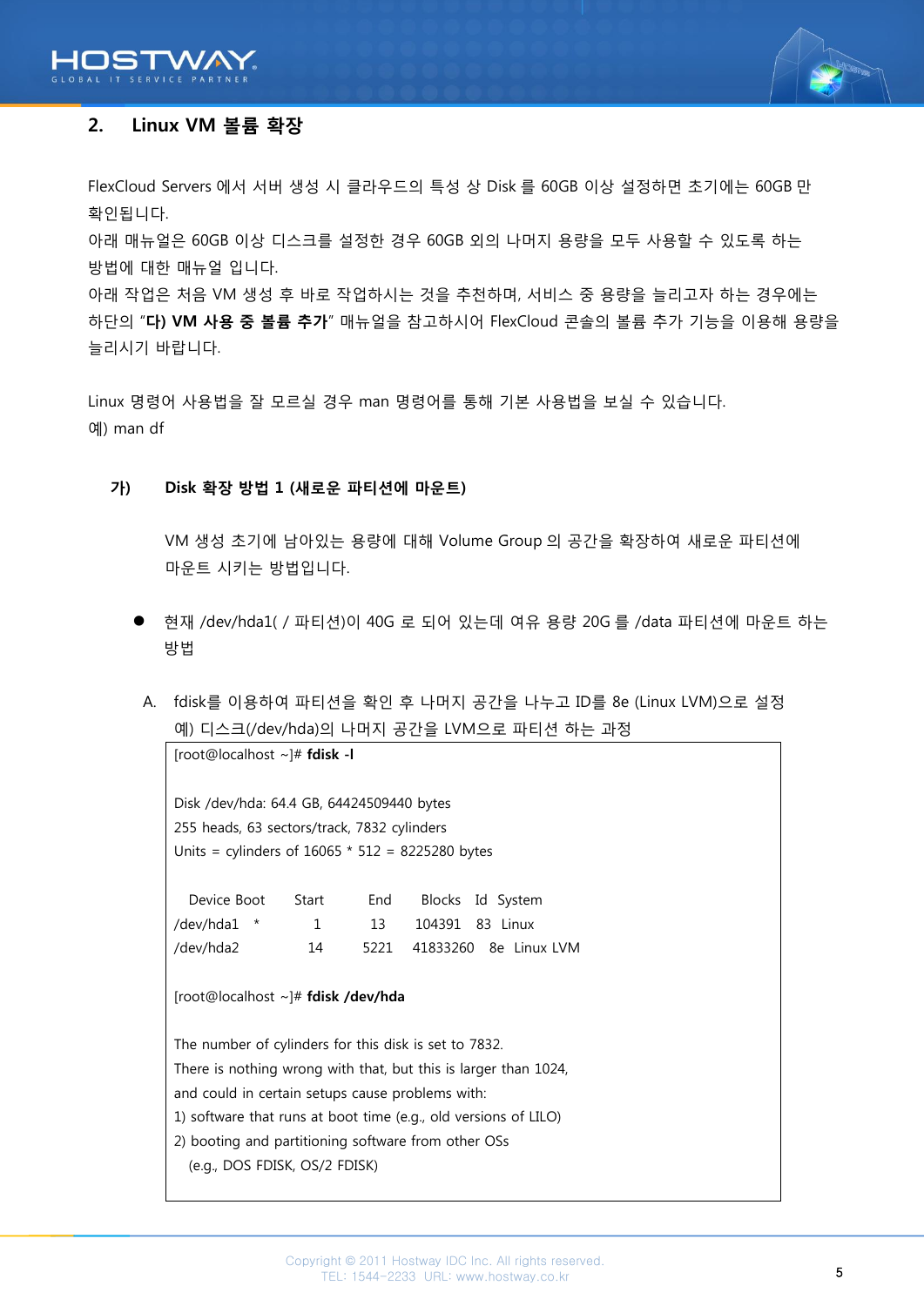## 2. Linux VM 볼륨 확장

FlexCloud Servers 에서 서버 생성 시 클라우드의 특성 상 Disk 를 60GB 이상 설정하면 초기에는 60GB 만 확인됩니다.
아래 매뉴얼은 60GB 이상 디스크를 설정한 경우 60GB 외의 나머지 용량을 모두 사용할 수 있도록 하는 방법에 대한 매뉴얼 입니다.
아래 작업은 처음 VM 생성 후 바로 작업하시는 것을 추천하며, 서비스 중 용량을 늘리고자 하는 경우에는 하단의 "**다) VM 사용 중 볼륨 추가**" 매뉴얼을 참고하시어 FlexCloud 콘솔의 볼륨 추가 기능을 이용해 용량을 늘리시기 바랍니다.

Linux 명령어 사용법을 잘 모르실 경우 man 명령어를 통해 기본 사용법을 보실 수 있습니다.
예) man df

### 가) Disk 확장 방법 1 (새로운 파티션에 마운트)

VM 생성 초기에 남아있는 용량에 대해 Volume Group 의 공간을 확장하여 새로운 파티션에 마운트 시키는 방법입니다.

- 현재 /dev/hda1( / 파티션)이 40G 로 되어 있는데 여유 용량 20G 를 /data 파티션에 마운트 하는 방법

A. fdisk를 이용하여 파티션을 확인 후 나머지 공간을 나누고 ID를 8e (Linux LVM)으로 설정
   예) 디스크(/dev/hda)의 나머지 공간을 LVM으로 파티션 하는 과정

```
[root@localhost ~]# fdisk -l

Disk /dev/hda: 64.4 GB, 64424509440 bytes
255 heads, 63 sectors/track, 7832 cylinders
Units = cylinders of 16065 * 512 = 8225280 bytes

   Device Boot      Start         End      Blocks   Id  System
/dev/hda1   *           1          13      104391   83  Linux
/dev/hda2              14        5221    41833260   8e  Linux LVM

[root@localhost ~]# fdisk /dev/hda

The number of cylinders for this disk is set to 7832.
There is nothing wrong with that, but this is larger than 1024,
and could in certain setups cause problems with:
1) software that runs at boot time (e.g., old versions of LILO)
2) booting and partitioning software from other OSs
   (e.g., DOS FDISK, OS/2 FDISK)
```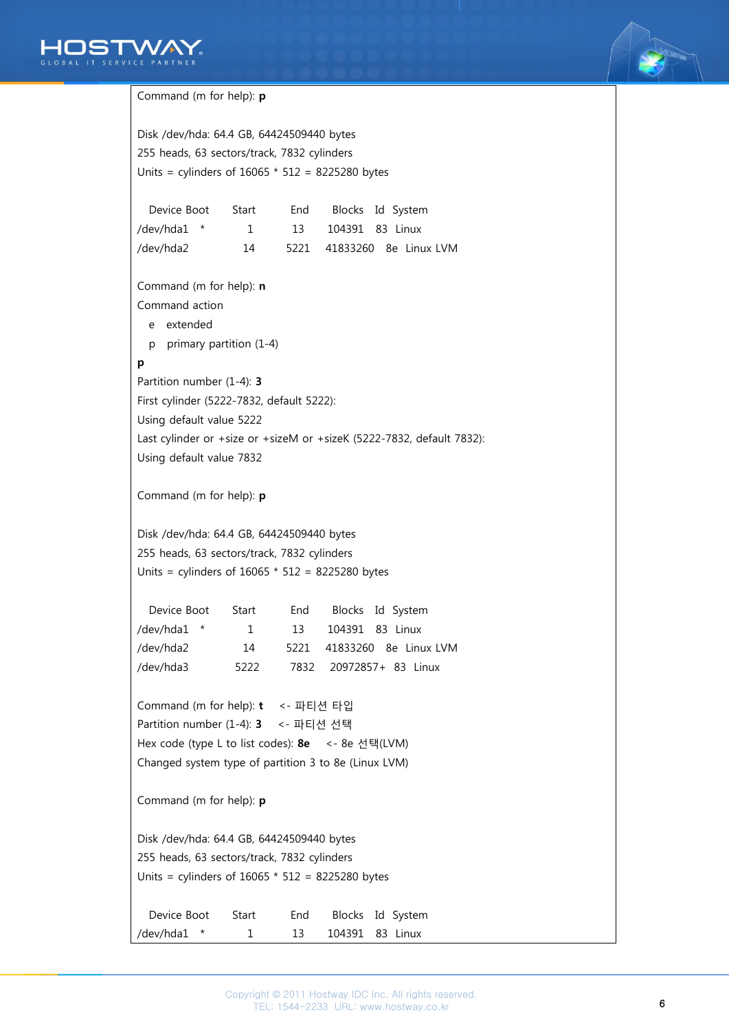```
Command (m for help): p

Disk /dev/hda: 64.4 GB, 64424509440 bytes
255 heads, 63 sectors/track, 7832 cylinders
Units = cylinders of 16065 * 512 = 8225280 bytes

   Device Boot      Start         End      Blocks   Id  System
/dev/hda1   *           1          13      104391   83  Linux
/dev/hda2              14        5221    41833260   8e  Linux LVM

Command (m for help): n
Command action
   e   extended
   p   primary partition (1-4)
p
Partition number (1-4): 3
First cylinder (5222-7832, default 5222):
Using default value 5222
Last cylinder or +size or +sizeM or +sizeK (5222-7832, default 7832):
Using default value 7832

Command (m for help): p

Disk /dev/hda: 64.4 GB, 64424509440 bytes
255 heads, 63 sectors/track, 7832 cylinders
Units = cylinders of 16065 * 512 = 8225280 bytes

   Device Boot      Start         End      Blocks   Id  System
/dev/hda1   *           1          13      104391   83  Linux
/dev/hda2              14        5221    41833260   8e  Linux LVM
/dev/hda3            5222        7832    20972857+  83  Linux

Command (m for help): t     <- 파티션 타입
Partition number (1-4): 3     <- 파티션 선택
Hex code (type L to list codes): 8e     <- 8e 선택(LVM)
Changed system type of partition 3 to 8e (Linux LVM)

Command (m for help): p

Disk /dev/hda: 64.4 GB, 64424509440 bytes
255 heads, 63 sectors/track, 7832 cylinders
Units = cylinders of 16065 * 512 = 8225280 bytes

   Device Boot      Start         End      Blocks   Id  System
/dev/hda1   *           1          13      104391   83  Linux
```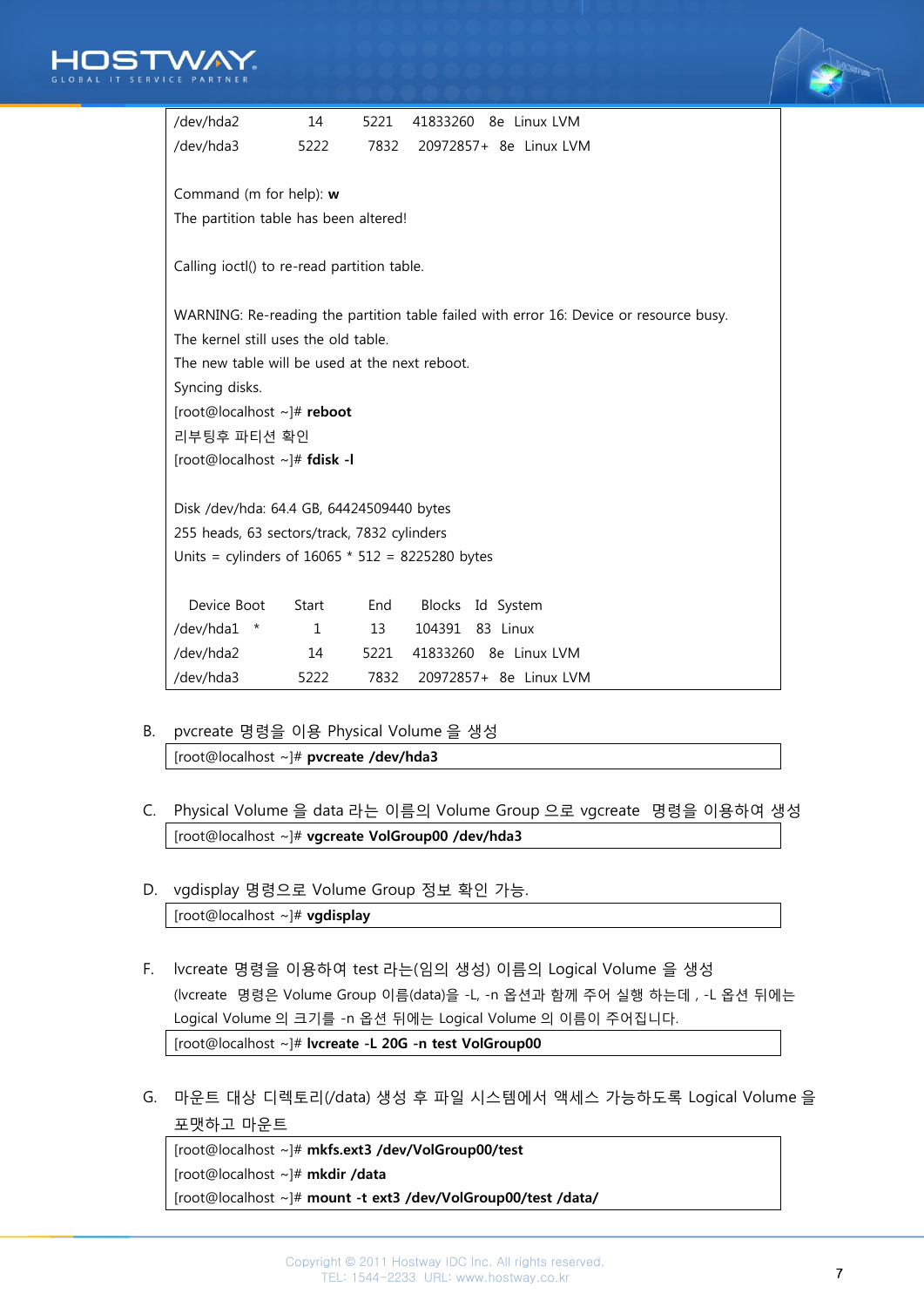```
/dev/hda2            14        5221    41833260   8e  Linux LVM
/dev/hda3          5222        7832    20972857+  8e  Linux LVM

Command (m for help): w
The partition table has been altered!

Calling ioctl() to re-read partition table.

WARNING: Re-reading the partition table failed with error 16: Device or resource busy.
The kernel still uses the old table.
The new table will be used at the next reboot.
Syncing disks.
[root@localhost ~]# reboot
리부팅후 파티션 확인
[root@localhost ~]# fdisk -l

Disk /dev/hda: 64.4 GB, 64424509440 bytes
255 heads, 63 sectors/track, 7832 cylinders
Units = cylinders of 16065 * 512 = 8225280 bytes

   Device Boot      Start         End      Blocks   Id  System
/dev/hda1   *           1          13      104391   83  Linux
/dev/hda2              14        5221    41833260   8e  Linux LVM
/dev/hda3            5222        7832    20972857+  8e  Linux LVM
```

B. pvcreate 명령을 이용 Physical Volume 을 생성

```
[root@localhost ~]# pvcreate /dev/hda3
```

C. Physical Volume 을 data 라는 이름의 Volume Group 으로 vgcreate  명령을 이용하여 생성

```
[root@localhost ~]# vgcreate VolGroup00 /dev/hda3
```

D. vgdisplay 명령으로 Volume Group 정보 확인 가능.

```
[root@localhost ~]# vgdisplay
```

F. lvcreate 명령을 이용하여 test 라는(임의 생성) 이름의 Logical Volume 을 생성

(lvcreate  명령은 Volume Group 이름(data)을 -L, -n 옵션과 함께 주어 실행 하는데 , -L 옵션 뒤에는 Logical Volume 의 크기를 -n 옵션 뒤에는 Logical Volume 의 이름이 주어집니다.

```
[root@localhost ~]# lvcreate -L 20G -n test VolGroup00
```

G. 마운트 대상 디렉토리(/data) 생성 후 파일 시스템에서 액세스 가능하도록 Logical Volume 을 포맷하고 마운트

```
[root@localhost ~]# mkfs.ext3 /dev/VolGroup00/test
[root@localhost ~]# mkdir /data
[root@localhost ~]# mount -t ext3 /dev/VolGroup00/test /data/
```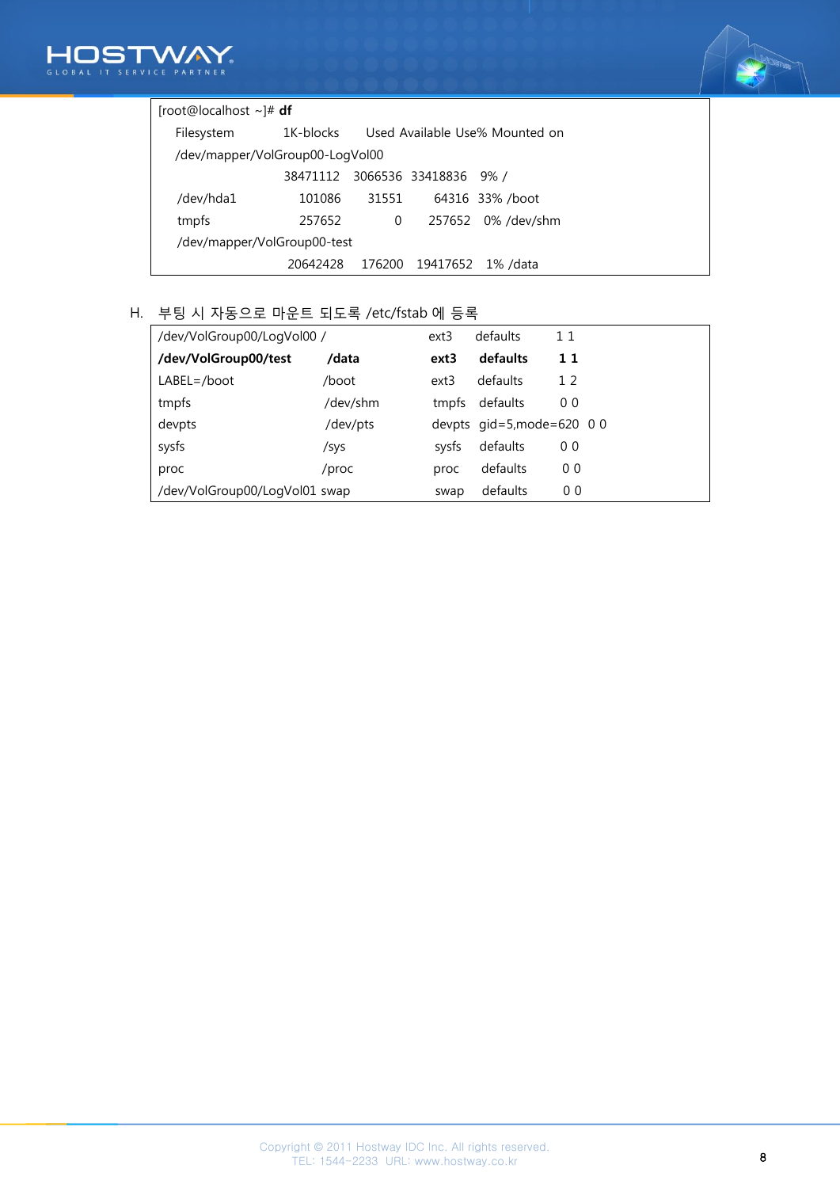```
[root@localhost ~]# df
    Filesystem           1K-blocks      Used Available Use% Mounted on
    /dev/mapper/VolGroup00-LogVol00
                          38471112   3066536  33418836   9% /
    /dev/hda1               101086     31551     64316  33% /boot
    tmpfs                   257652         0    257652   0% /dev/shm
    /dev/mapper/VolGroup00-test
                          20642428    176200  19417652   1% /data
```

H. 부팅 시 자동으로 마운트 되도록 /etc/fstab 에 등록

```
/dev/VolGroup00/LogVol00 /                       ext3    defaults        1 1
/dev/VolGroup00/test          /data              ext3    defaults        1 1
LABEL=/boot                   /boot              ext3    defaults        1 2
tmpfs                         /dev/shm           tmpfs   defaults        0 0
devpts                        /dev/pts           devpts  gid=5,mode=620  0 0
sysfs                         /sys               sysfs   defaults        0 0
proc                          /proc              proc    defaults        0 0
/dev/VolGroup00/LogVol01 swap                    swap    defaults        0 0
```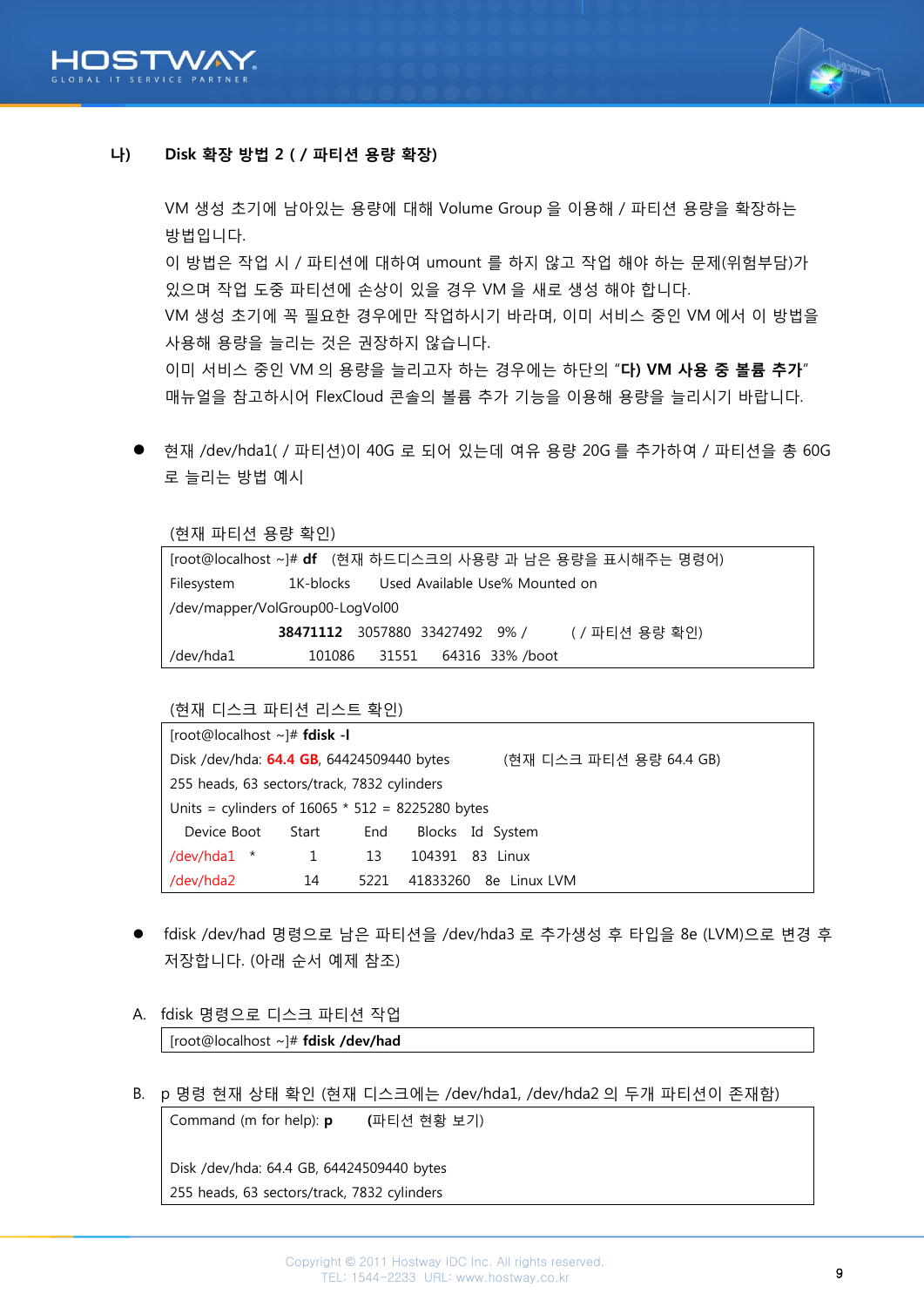### 나) Disk 확장 방법 2 ( / 파티션 용량 확장)

VM 생성 초기에 남아있는 용량에 대해 Volume Group 을 이용해 / 파티션 용량을 확장하는 방법입니다.
이 방법은 작업 시 / 파티션에 대하여 umount 를 하지 않고 작업 해야 하는 문제(위험부담)가 있으며 작업 도중 파티션에 손상이 있을 경우 VM 을 새로 생성 해야 합니다.
VM 생성 초기에 꼭 필요한 경우에만 작업하시기 바라며, 이미 서비스 중인 VM 에서 이 방법을 사용해 용량을 늘리는 것은 권장하지 않습니다.
이미 서비스 중인 VM 의 용량을 늘리고자 하는 경우에는 하단의 "**다) VM 사용 중 볼륨 추가**" 매뉴얼을 참고하시어 FlexCloud 콘솔의 볼륨 추가 기능을 이용해 용량을 늘리시기 바랍니다.

- 현재 /dev/hda1( / 파티션)이 40G 로 되어 있는데 여유 용량 20G 를 추가하여 / 파티션을 총 60G 로 늘리는 방법 예시

(현재 파티션 용량 확인)

```
[root@localhost ~]# df   (현재 하드디스크의 사용량 과 남은 용량을 표시해주는 명령어)
Filesystem           1K-blocks      Used Available Use% Mounted on
/dev/mapper/VolGroup00-LogVol00
                      38471112   3057880  33427492   9% /        ( / 파티션 용량 확인)
/dev/hda1               101086     31551     64316  33% /boot
```

(현재 디스크 파티션 리스트 확인)

```
[root@localhost ~]# fdisk -l
Disk /dev/hda: 64.4 GB, 64424509440 bytes        (현재 디스크 파티션 용량 64.4 GB)
255 heads, 63 sectors/track, 7832 cylinders
Units = cylinders of 16065 * 512 = 8225280 bytes
   Device Boot      Start         End      Blocks   Id  System
/dev/hda1   *           1          13      104391   83  Linux
/dev/hda2              14        5221    41833260   8e  Linux LVM
```

- fdisk /dev/had 명령으로 남은 파티션을 /dev/hda3 로 추가생성 후 타입을 8e (LVM)으로 변경 후 저장합니다. (아래 순서 예제 참조)

A. fdisk 명령으로 디스크 파티션 작업

```
[root@localhost ~]# fdisk /dev/had
```

B. p 명령 현재 상태 확인 (현재 디스크에는 /dev/hda1, /dev/hda2 의 두개 파티션이 존재함)

```
Command (m for help): p        (파티션 현황 보기)

Disk /dev/hda: 64.4 GB, 64424509440 bytes
255 heads, 63 sectors/track, 7832 cylinders
```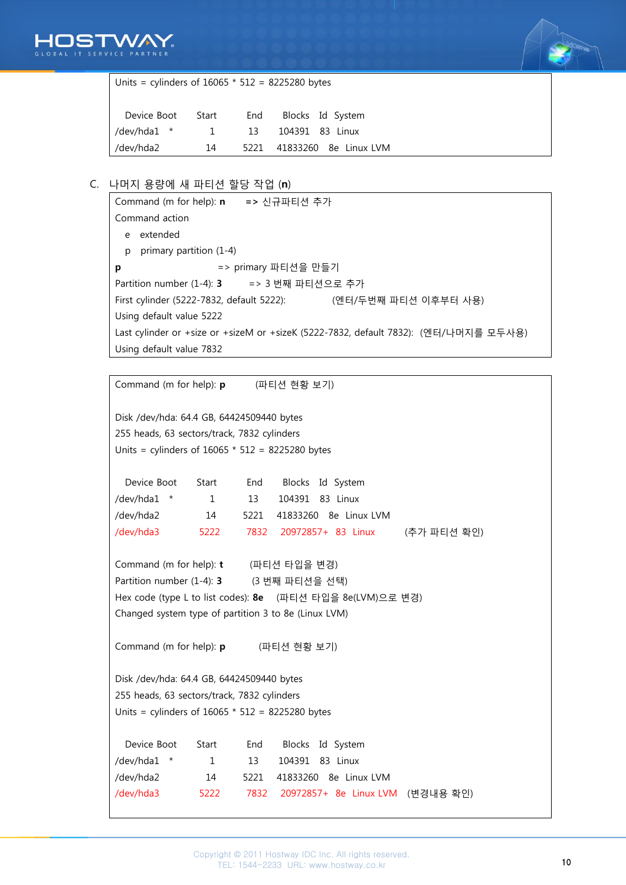```
Units = cylinders of 16065 * 512 = 8225280 bytes

   Device Boot      Start         End      Blocks   Id  System
/dev/hda1   *           1          13      104391   83  Linux
/dev/hda2              14        5221    41833260   8e  Linux LVM
```

C. 나머지 용량에 새 파티션 할당 작업 (**n**)

```
Command (m for help): n      => 신규파티션 추가
Command action
   e   extended
   p   primary partition (1-4)
p                           => primary 파티션을 만들기
Partition number (1-4): 3       => 3 번째 파티션으로 추가
First cylinder (5222-7832, default 5222):           (엔터/두번째 파티션 이후부터 사용)
Using default value 5222
Last cylinder or +size or +sizeM or +sizeK (5222-7832, default 7832):  (엔터/나머지를 모두사용)
Using default value 7832
```

```
Command (m for help): p         (파티션 현황 보기)

Disk /dev/hda: 64.4 GB, 64424509440 bytes
255 heads, 63 sectors/track, 7832 cylinders
Units = cylinders of 16065 * 512 = 8225280 bytes

   Device Boot      Start         End      Blocks   Id  System
/dev/hda1   *           1          13      104391   83  Linux
/dev/hda2              14        5221    41833260   8e  Linux LVM
/dev/hda3            5222        7832    20972857+  83  Linux         (추가 파티션 확인)

Command (m for help): t         (파티션 타입을 변경)
Partition number (1-4): 3        (3 번째 파티션을 선택)
Hex code (type L to list codes): 8e    (파티션 타입을 8e(LVM)으로 변경)
Changed system type of partition 3 to 8e (Linux LVM)

Command (m for help): p          (파티션 현황 보기)

Disk /dev/hda: 64.4 GB, 64424509440 bytes
255 heads, 63 sectors/track, 7832 cylinders
Units = cylinders of 16065 * 512 = 8225280 bytes

   Device Boot      Start         End      Blocks   Id  System
/dev/hda1   *           1          13      104391   83  Linux
/dev/hda2              14        5221    41833260   8e  Linux LVM
/dev/hda3            5222        7832    20972857+  8e  Linux LVM   (변경내용 확인)
```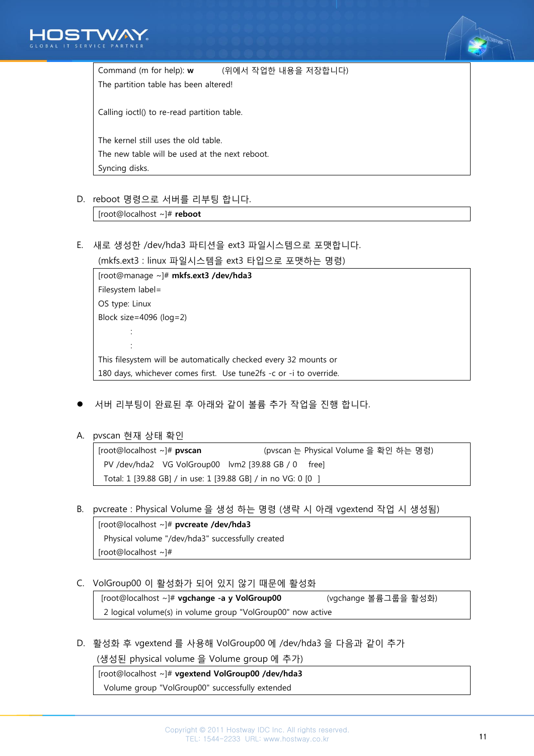```
Command (m for help): w          (위에서 작업한 내용을 저장합니다)
The partition table has been altered!

Calling ioctl() to re-read partition table.

The kernel still uses the old table.
The new table will be used at the next reboot.
Syncing disks.
```

D. reboot 명령으로 서버를 리부팅 합니다.

```
[root@localhost ~]# reboot
```

E. 새로 생성한 /dev/hda3 파티션을 ext3 파일시스템으로 포맷합니다.
   (mkfs.ext3 : linux 파일시스템을 ext3 타입으로 포맷하는 명령)

```
[root@manage ~]# mkfs.ext3 /dev/hda3
Filesystem label=
OS type: Linux
Block size=4096 (log=2)
          :
          :
This filesystem will be automatically checked every 32 mounts or
180 days, whichever comes first.  Use tune2fs -c or -i to override.
```

- 서버 리부팅이 완료된 후 아래와 같이 볼륨 추가 작업을 진행 합니다.

A. pvscan 현재 상태 확인

```
[root@localhost ~]# pvscan                    (pvscan 는 Physical Volume 을 확인 하는 명령)
  PV /dev/hda2   VG VolGroup00   lvm2 [39.88 GB / 0    free]
  Total: 1 [39.88 GB] / in use: 1 [39.88 GB] / in no VG: 0 [0   ]
```

B. pvcreate : Physical Volume 을 생성 하는 명령 (생략 시 아래 vgextend 작업 시 생성됨)

```
[root@localhost ~]# pvcreate /dev/hda3
  Physical volume "/dev/hda3" successfully created
[root@localhost ~]#
```

C. VolGroup00 이 활성화가 되어 있지 않기 때문에 활성화

```
[root@localhost ~]# vgchange -a y VolGroup00          (vgchange 볼륨그룹을 활성화)
  2 logical volume(s) in volume group "VolGroup00" now active
```

D. 활성화 후 vgextend 를 사용해 VolGroup00 에 /dev/hda3 을 다음과 같이 추가
   (생성된 physical volume 을 Volume group 에 추가)

```
[root@localhost ~]# vgextend VolGroup00 /dev/hda3
  Volume group "VolGroup00" successfully extended
```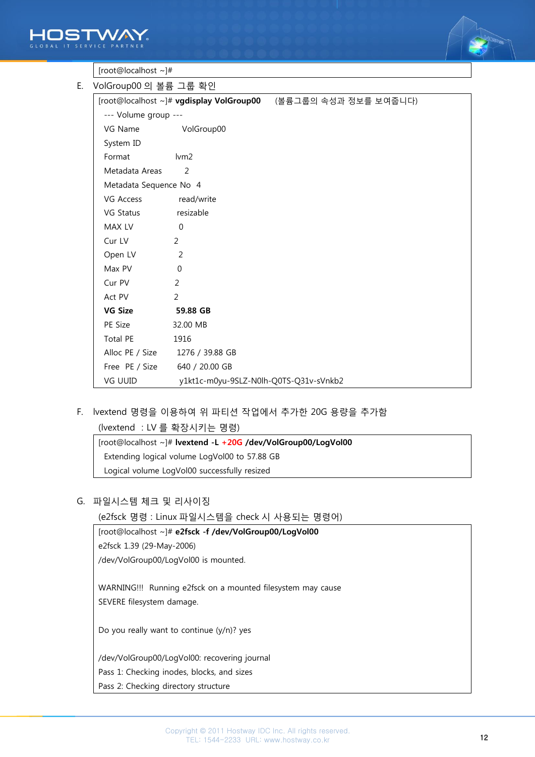```
[root@localhost ~]#
```

E. VolGroup00 의 볼륨 그룹 확인

```
[root@localhost ~]# vgdisplay VolGroup00     (볼륨그룹의 속성과 정보를 보여줍니다)
  --- Volume group ---
  VG Name               VolGroup00
  System ID
  Format                lvm2
  Metadata Areas        2
  Metadata Sequence No  4
  VG Access             read/write
  VG Status             resizable
  MAX LV                0
  Cur LV                2
  Open LV               2
  Max PV                0
  Cur PV                2
  Act PV                2
  VG Size               59.88 GB
  PE Size               32.00 MB
  Total PE              1916
  Alloc PE / Size       1276 / 39.88 GB
  Free  PE / Size       640 / 20.00 GB
  VG UUID               y1kt1c-m0yu-9SLZ-N0lh-Q0TS-Q31v-sVnkb2
```

F. lvextend 명령을 이용하여 위 파티션 작업에서 추가한 20G 용량을 추가함

(lvextend : LV 를 확장시키는 명령)

```
[root@localhost ~]# lvextend -L +20G /dev/VolGroup00/LogVol00
  Extending logical volume LogVol00 to 57.88 GB
  Logical volume LogVol00 successfully resized
```

G. 파일시스템 체크 및 리사이징

(e2fsck 명령 : Linux 파일시스템을 check 시 사용되는 명령어)

```
[root@localhost ~]# e2fsck -f /dev/VolGroup00/LogVol00
e2fsck 1.39 (29-May-2006)
/dev/VolGroup00/LogVol00 is mounted.

WARNING!!!  Running e2fsck on a mounted filesystem may cause
SEVERE filesystem damage.

Do you really want to continue (y/n)? yes

/dev/VolGroup00/LogVol00: recovering journal
Pass 1: Checking inodes, blocks, and sizes
Pass 2: Checking directory structure
```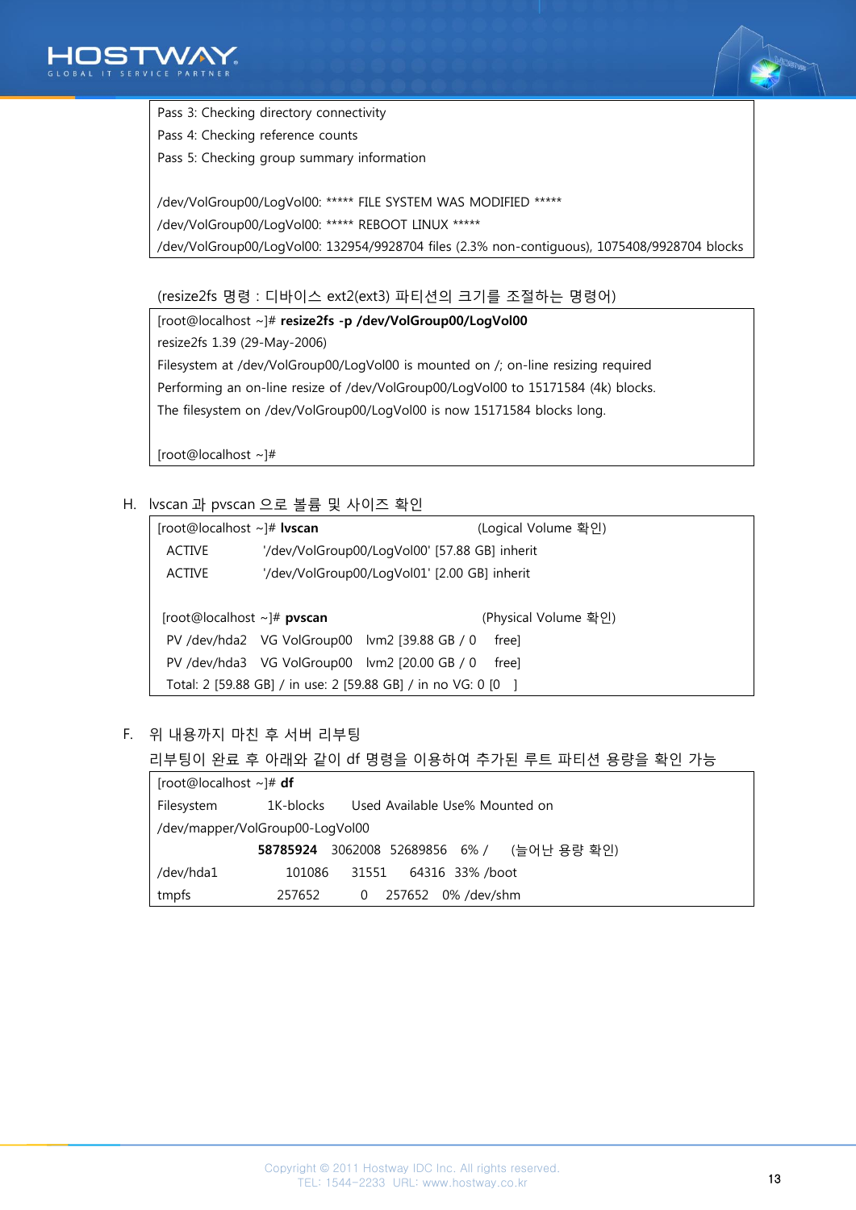```
Pass 3: Checking directory connectivity
Pass 4: Checking reference counts
Pass 5: Checking group summary information

/dev/VolGroup00/LogVol00: ***** FILE SYSTEM WAS MODIFIED *****
/dev/VolGroup00/LogVol00: ***** REBOOT LINUX *****
/dev/VolGroup00/LogVol00: 132954/9928704 files (2.3% non-contiguous), 1075408/9928704 blocks
```

(resize2fs 명령 : 디바이스 ext2(ext3) 파티션의 크기를 조절하는 명령어)

```
[root@localhost ~]# resize2fs -p /dev/VolGroup00/LogVol00
resize2fs 1.39 (29-May-2006)
Filesystem at /dev/VolGroup00/LogVol00 is mounted on /; on-line resizing required
Performing an on-line resize of /dev/VolGroup00/LogVol00 to 15171584 (4k) blocks.
The filesystem on /dev/VolGroup00/LogVol00 is now 15171584 blocks long.

[root@localhost ~]#
```

H. lvscan 과 pvscan 으로 볼륨 및 사이즈 확인

```
[root@localhost ~]# lvscan                          (Logical Volume 확인)
  ACTIVE            '/dev/VolGroup00/LogVol00' [57.88 GB] inherit
  ACTIVE            '/dev/VolGroup00/LogVol01' [2.00 GB] inherit

 [root@localhost ~]# pvscan                         (Physical Volume 확인)
  PV /dev/hda2   VG VolGroup00   lvm2 [39.88 GB / 0    free]
  PV /dev/hda3   VG VolGroup00   lvm2 [20.00 GB / 0    free]
  Total: 2 [59.88 GB] / in use: 2 [59.88 GB] / in no VG: 0 [0   ]
```

F. 위 내용까지 마친 후 서버 리부팅

리부팅이 완료 후 아래와 같이 df 명령을 이용하여 추가된 루트 파티션 용량을 확인 가능

```
[root@localhost ~]# df
Filesystem           1K-blocks      Used Available Use% Mounted on
/dev/mapper/VolGroup00-LogVol00
                      58785924   3062008  52689856   6% /      (늘어난 용량 확인)
/dev/hda1               101086     31551     64316  33% /boot
tmpfs                   257652         0    257652   0% /dev/shm
```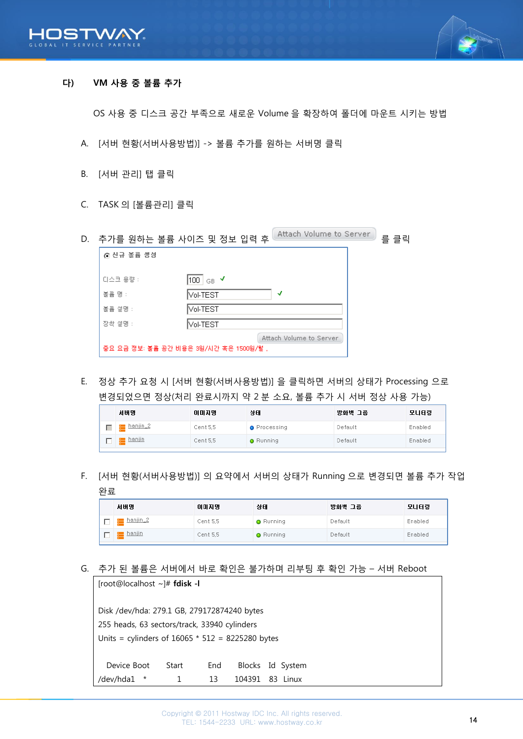## 다) VM 사용 중 볼륨 추가

OS 사용 중 디스크 공간 부족으로 새로운 Volume 을 확장하여 폴더에 마운트 시키는 방법

A. [서버 현황(서버사용방법)] -> 볼륨 추가를 원하는 서버명 클릭

B. [서버 관리] 탭 클릭

C. TASK 의 [볼륨관리] 클릭

D. 추가를 원하는 볼륨 사이즈 및 정보 입력 후 Attach Volume to Server 를 클릭

신규 볼륨 생성

| | |
|---|---|
| 디스크 용량 : | 100 GB ✓ |
| 볼륨 명 : | Vol-TEST ✓ |
| 볼륨 설명 : | Vol-TEST |
| 장착 설명 : | Vol-TEST |

Attach Volume to Server

중요 요금 정보: 볼륨 공간 비용은 3원/시간 혹은 1500원/월 .

E. 정상 추가 요청 시 [서버 현황(서버사용방법)] 을 클릭하면 서버의 상태가 Processing 으로 변경되었으면 정상(처리 완료시까지 약 2 분 소요, 볼륨 추가 시 서버 정상 사용 가능)

| | 서버명 | 이미지명 | 상태 | 방화벽 그룹 | 모니터링 |
|---|---|---|---|---|---|
| ☐ | hanjin_2 | Cent 5.5 | Processing | Default | Enabled |
| ☐ | hanjin | Cent 5.5 | Running | Default | Enabled |

F. [서버 현황(서버사용방법)] 의 요약에서 서버의 상태가 Running 으로 변경되면 볼륨 추가 작업 완료

| | 서버명 | 이미지명 | 상태 | 방화벽 그룹 | 모니터링 |
|---|---|---|---|---|---|
| ☐ | hanjin_2 | Cent 5.5 | Running | Default | Enabled |
| ☐ | hanjin | Cent 5.5 | Running | Default | Enabled |

G. 추가 된 볼륨은 서버에서 바로 확인은 불가하며 리부팅 후 확인 가능 – 서버 Reboot

```
[root@localhost ~]# fdisk -l

Disk /dev/hda: 279.1 GB, 279172874240 bytes
255 heads, 63 sectors/track, 33940 cylinders
Units = cylinders of 16065 * 512 = 8225280 bytes

   Device Boot      Start         End      Blocks   Id  System
/dev/hda1   *           1          13      104391   83  Linux
```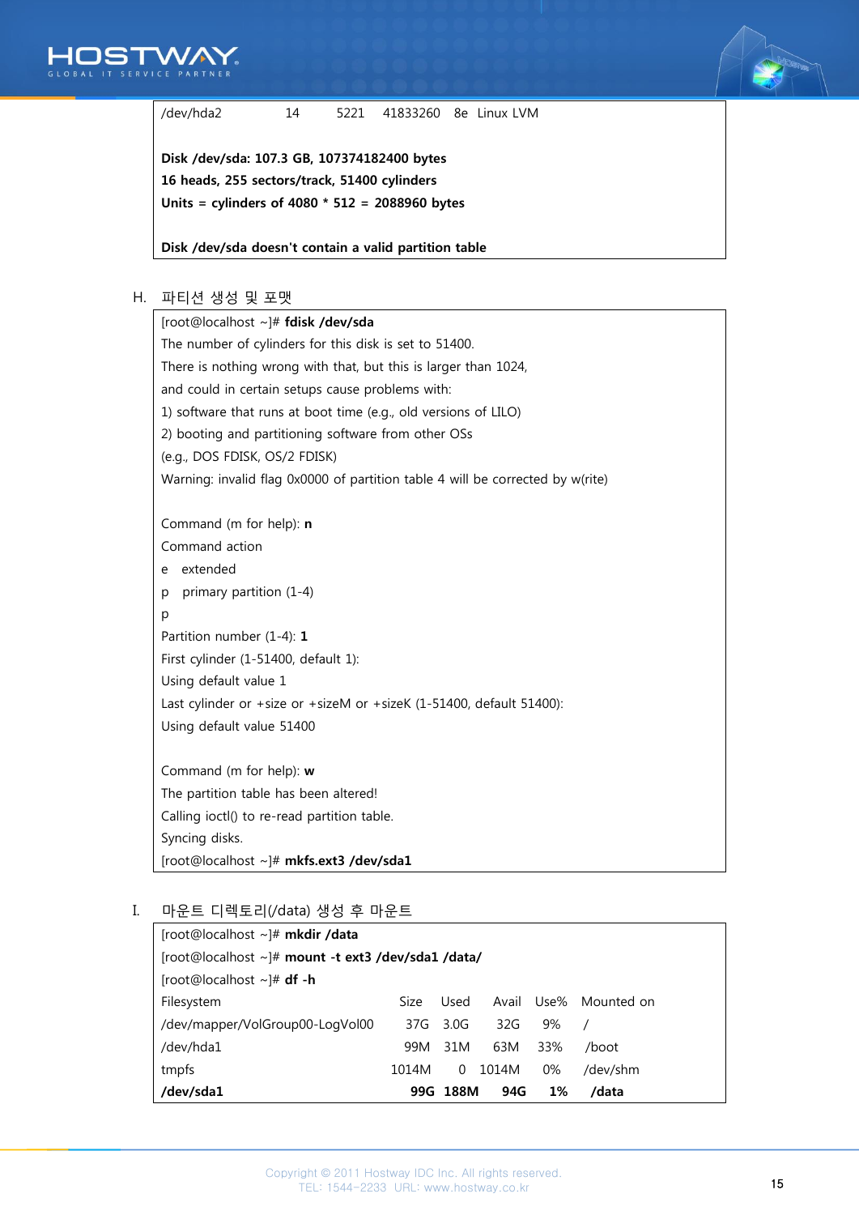```
/dev/hda2            14        5221     41833260   8e  Linux LVM

Disk /dev/sda: 107.3 GB, 107374182400 bytes
16 heads, 255 sectors/track, 51400 cylinders
Units = cylinders of 4080 * 512 = 2088960 bytes

Disk /dev/sda doesn't contain a valid partition table
```

H. 파티션 생성 및 포맷

```
[root@localhost ~]# fdisk /dev/sda
The number of cylinders for this disk is set to 51400.
There is nothing wrong with that, but this is larger than 1024,
and could in certain setups cause problems with:
1) software that runs at boot time (e.g., old versions of LILO)
2) booting and partitioning software from other OSs
(e.g., DOS FDISK, OS/2 FDISK)
Warning: invalid flag 0x0000 of partition table 4 will be corrected by w(rite)

Command (m for help): n
Command action
e   extended
p   primary partition (1-4)
p
Partition number (1-4): 1
First cylinder (1-51400, default 1):
Using default value 1
Last cylinder or +size or +sizeM or +sizeK (1-51400, default 51400):
Using default value 51400

Command (m for help): w
The partition table has been altered!
Calling ioctl() to re-read partition table.
Syncing disks.
[root@localhost ~]# mkfs.ext3 /dev/sda1
```

I. 마운트 디렉토리(/data) 생성 후 마운트

```
[root@localhost ~]# mkdir /data
[root@localhost ~]# mount -t ext3 /dev/sda1 /data/
[root@localhost ~]# df -h
Filesystem                          Size   Used    Avail   Use%   Mounted on
/dev/mapper/VolGroup00-LogVol00      37G   3.0G     32G     9%    /
/dev/hda1                            99M    31M     63M    33%    /boot
tmpfs                              1014M      0   1014M     0%    /dev/shm
/dev/sda1                            99G   188M     94G     1%    /data
```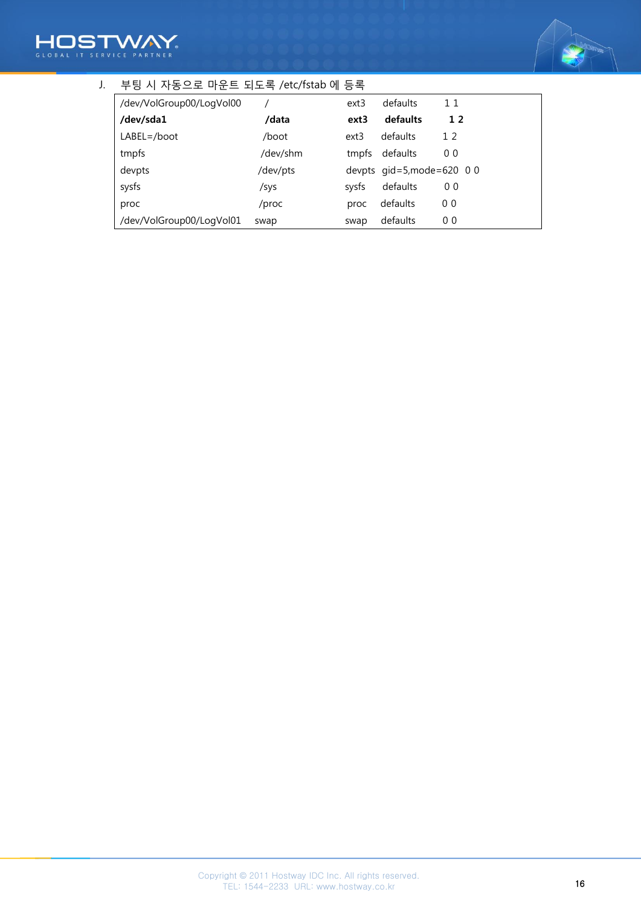J. 부팅 시 자동으로 마운트 되도록 /etc/fstab 에 등록

```
/dev/VolGroup00/LogVol00    /           ext3     defaults            1 1
/dev/sda1                   /data       ext3     defaults            1 2
LABEL=/boot                 /boot       ext3     defaults            1 2
tmpfs                       /dev/shm    tmpfs    defaults            0 0
devpts                      /dev/pts    devpts   gid=5,mode=620      0 0
sysfs                       /sys        sysfs    defaults            0 0
proc                        /proc       proc     defaults            0 0
/dev/VolGroup00/LogVol01    swap        swap     defaults            0 0
```